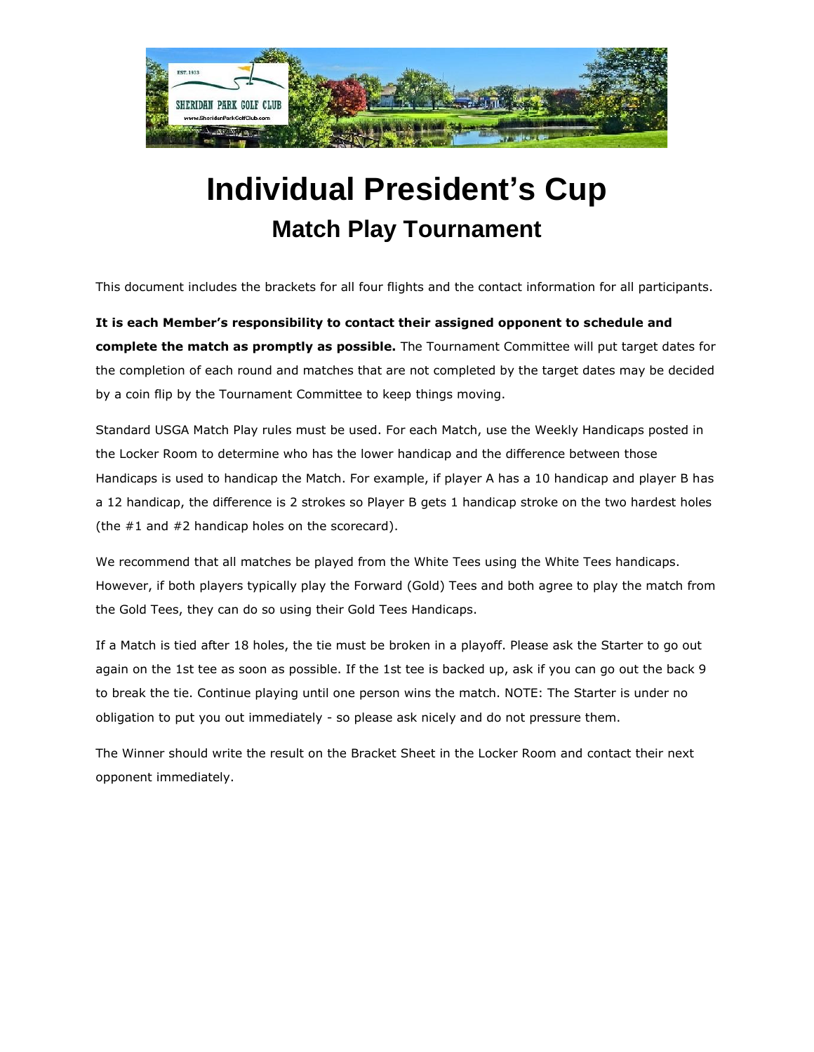# Individual President's Cup

## Match Play Tournament

This document includes the brackets for all four flights and the contact information for all participants.

**It is each Member's responsibility to contact their assigned opponent to schedule and complete the match as promptly as possible.** The Tournament Committee will put target dates for the completion of each round and matches that are not completed by the target dates may be decided by a coin flip by the Tournament Committee to keep things moving.

Standard USGA Match Play rules must be used. For each Match, use the Weekly Handicaps posted in the Locker Room to determine who has the lower handicap and the difference between those Handicaps is used to handicap the Match. For example, if player A has a 10 handicap and player B has a 12 handicap, the difference is 2 strokes so Player B gets 1 handicap stroke on the two hardest holes (the #1 and #2 handicap holes on the scorecard).

We recommend that all matches be played from the White Tees using the White Tees handicaps. However, if both players typically play the Forward (Gold) Tees and both agree to play the match from the Gold Tees, they can do so using their Gold Tees Handicaps.

If a Match is tied after 18 holes, the tie must be broken in a playoff. Please ask the Starter to go out again on the 1st tee as soon as possible. If the 1st tee is backed up, ask if you can go out the back 9 to break the tie. Continue playing until one person wins the match. NOTE: The Starter is under no obligation to put you out immediately - so please ask nicely and do not pressure them.

The Winner should write the result on the Bracket Sheet in the Locker Room and contact their next opponent immediately.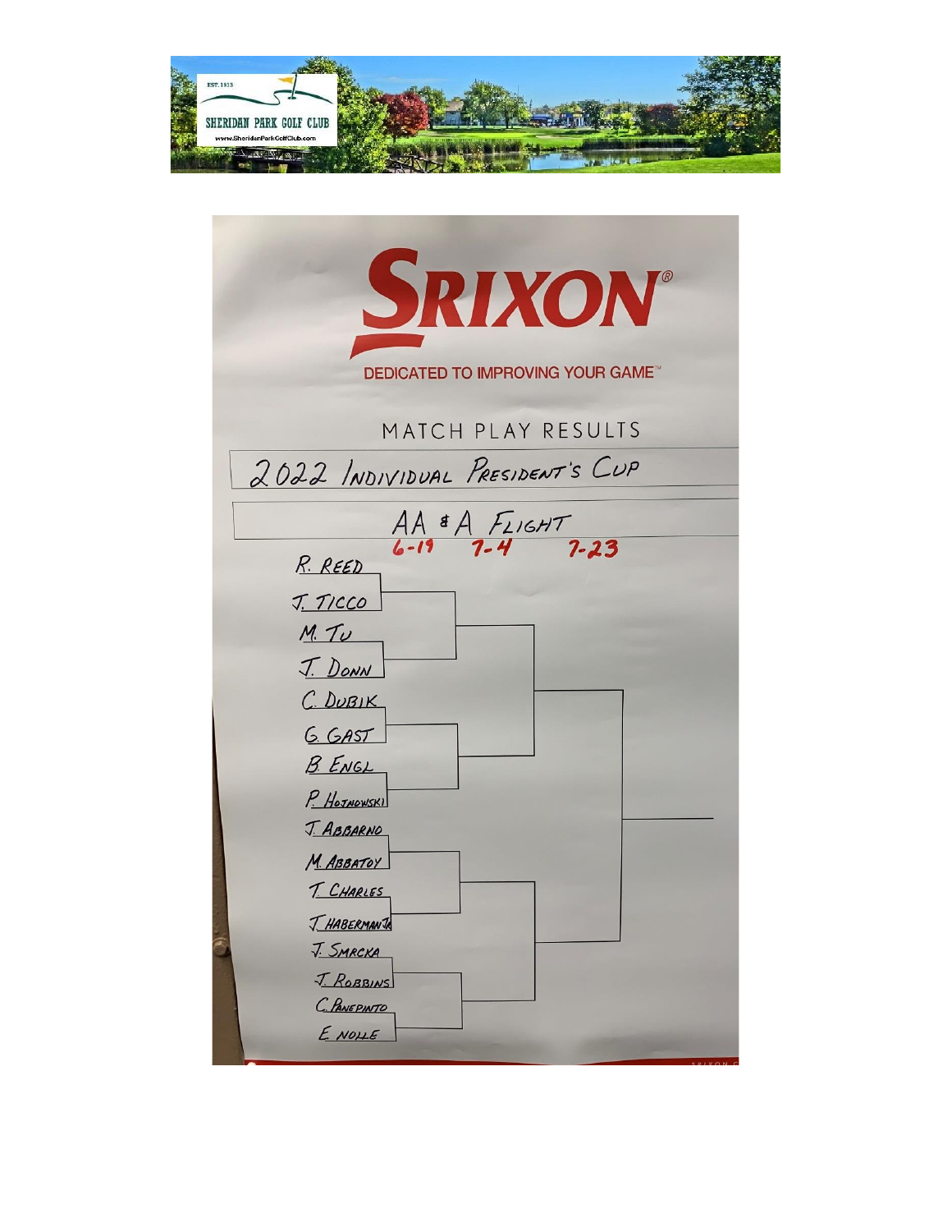SHERIDAN PARK GOLF CLUB

EST. 1933

www.SheridanParkGolfClub.com

# SRIXON

DEDICATED TO IMPROVING YOUR GAME™

## MATCH PLAY RESULTS

### 2022 INDIVIDUAL PRESIDENT'S CUP

### AA & A FLIGHT

6-19 | 7-4 | 7-23

- R. REED
- J. TICCO
- M. TU
- T. DONN
- C. DUBIK
- G. GAST
- B. ENGL
- P. HOJNOWSKI
- J. ABBARNO
- M. ABBATOY
- T. CHARLES
- J. HABERMAN JR
- J. SMRCKA
- J. ROBBINS
- C. PANEPINTO
- E. NOLLE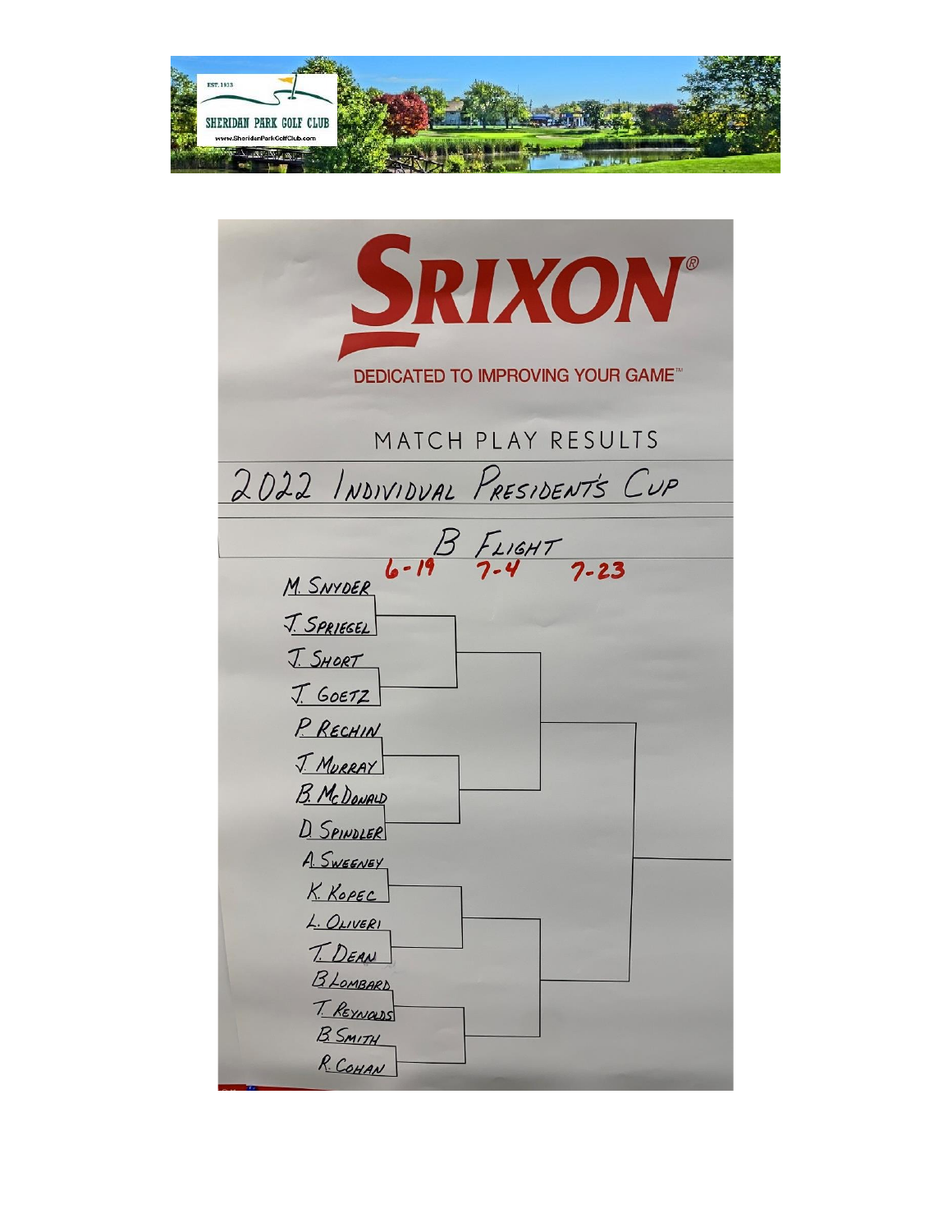EST. 1913

SHERIDAN PARK GOLF CLUB

www.SheridanParkGolfClub.com

SRIXON®

DEDICATED TO IMPROVING YOUR GAME™

MATCH PLAY RESULTS

# 2022 INDIVIDUAL PRESIDENT'S CUP

## B FLIGHT

6-19 | 7-4 | 7-23

- M. SNYDER
- J. SPRIEGEL
- J. SHORT
- J. GOETZ
- P. RECHIN
- J. MURRAY
- B. McDONALD
- D. SPINDLER
- A. SWEENEY
- K. KOPEC
- L. OLIVERI
- T. DEAN
- B. LOMBARD
- T. REYNOLDS
- B. SMITH
- R. COHAN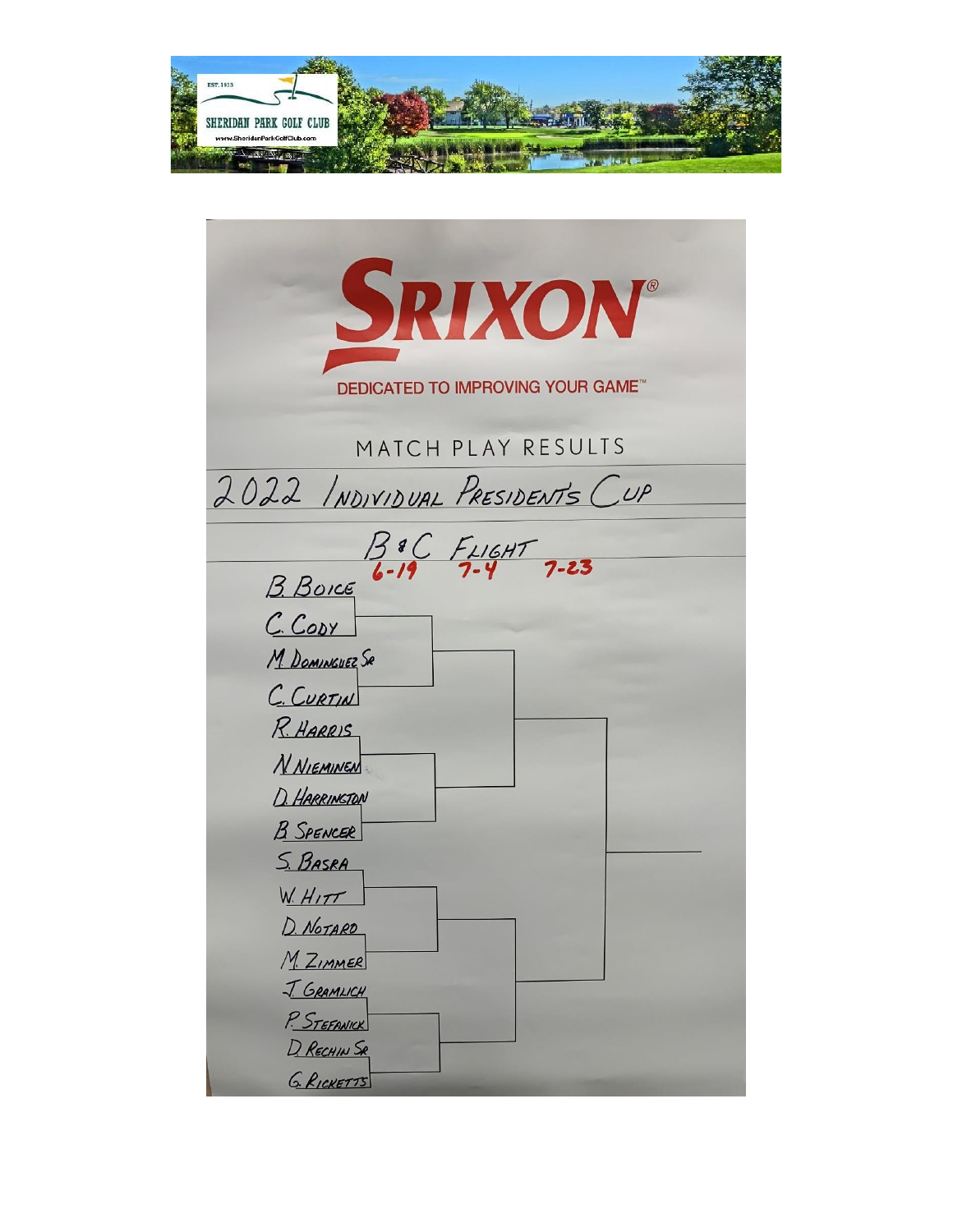SHERIDAN PARK GOLF CLUB

EST. 1933

www.SheridanParkGolfClub.com

**SRIXON®**

DEDICATED TO IMPROVING YOUR GAME™

MATCH PLAY RESULTS

## 2022 INDIVIDUAL PRESIDENTS CUP

### B & C FLIGHT

6-19 | 7-4 | 7-23

- B. BOICE
- C. CODY
- M. DOMINGUEZ SR
- C. CURTIN
- R. HARRIS
- N. NIEMINEN
- D. HARRINGTON
- B. SPENCER
- S. BASRA
- W. HITT
- D. NOTARO
- M. ZIMMER
- J. GRAMLICH
- P. STEFANICK
- D. RECHIN SR
- G. RICKETTS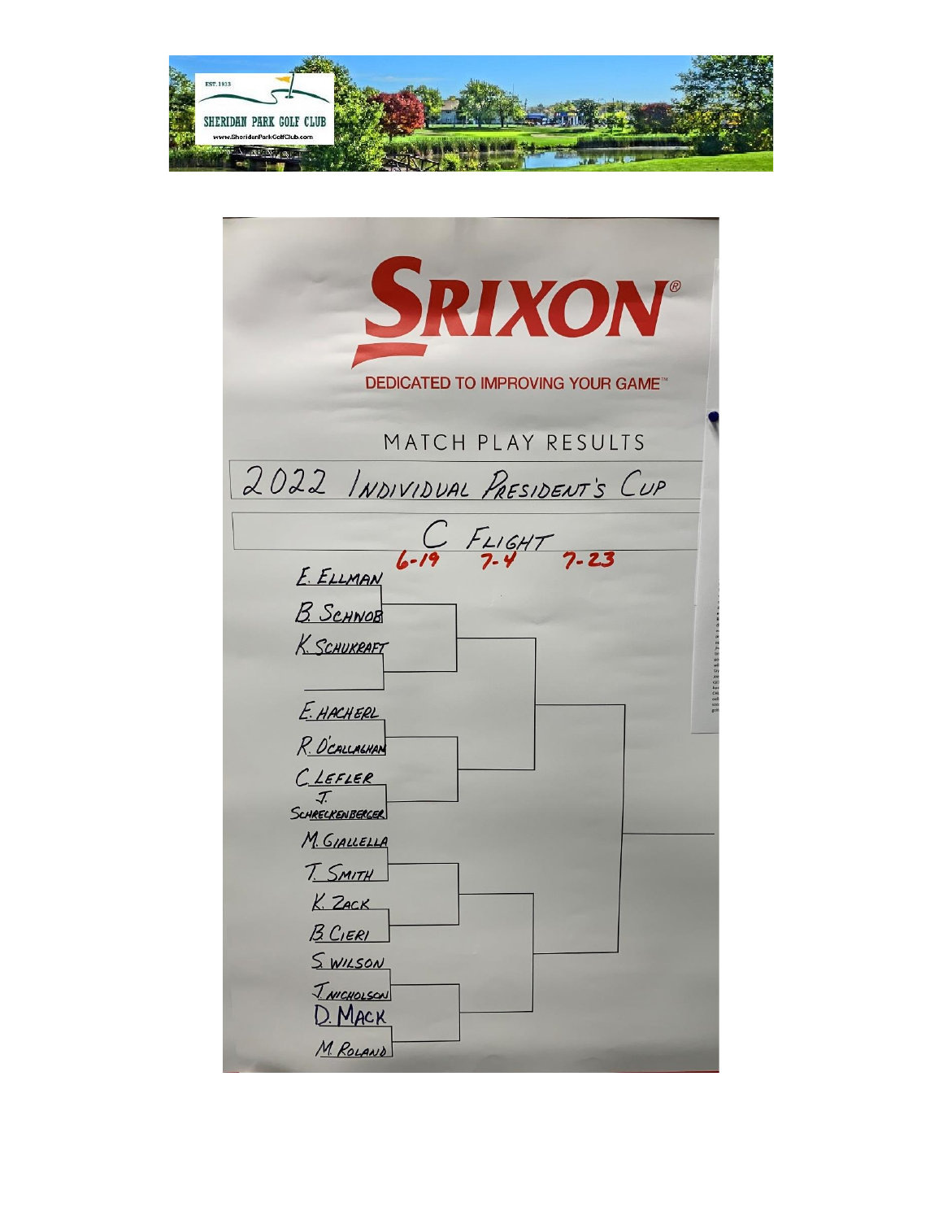EST. 1913

SHERIDAN PARK GOLF CLUB

www.SheridanParkGolfClub.com

SRIXON®

DEDICATED TO IMPROVING YOUR GAME™

MATCH PLAY RESULTS

# 2022 Individual President's Cup

## C Flight

6-19 7-4 7-23

- E. Ellman
- B. Schnob
- K. Schukraft
- E. Hacherl
- R. O'Callaghan
- C. Lefler
- J. Schreckenberger
- M. Giallella
- T. Smith
- K. Zack
- B. Cieri
- S. Wilson
- J. Nicholson
- D. Mack
- M. Roland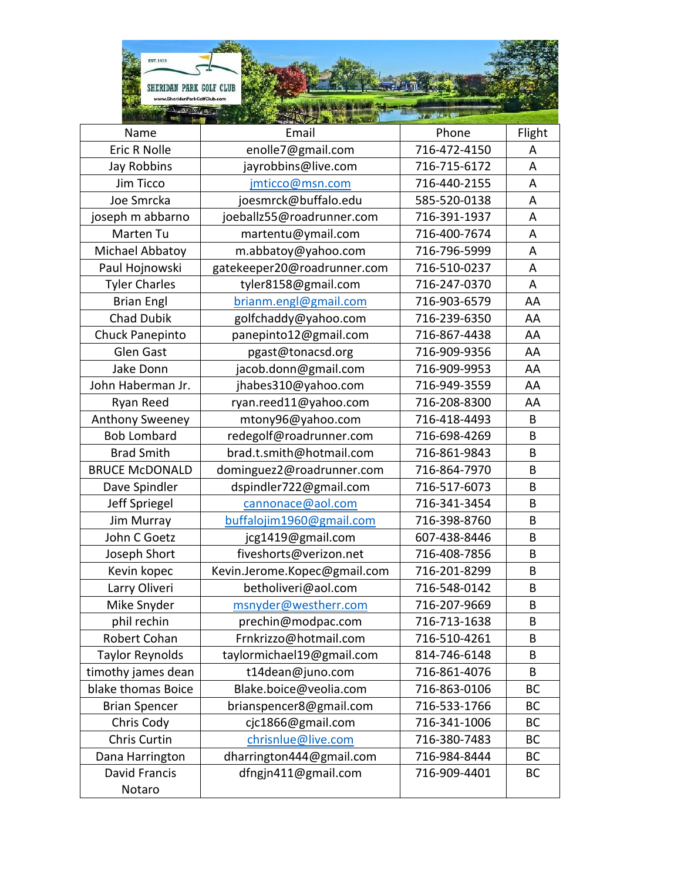| Name | Email | Phone | Flight |
|---|---|---|---|
| Eric R Nolle | enolle7@gmail.com | 716-472-4150 | A |
| Jay Robbins | jayrobbins@live.com | 716-715-6172 | A |
| Jim Ticco | jmticco@msn.com | 716-440-2155 | A |
| Joe Smrcka | joesmrck@buffalo.edu | 585-520-0138 | A |
| joseph m abbarno | joeballz55@roadrunner.com | 716-391-1937 | A |
| Marten Tu | martentu@ymail.com | 716-400-7674 | A |
| Michael Abbatoy | m.abbatoy@yahoo.com | 716-796-5999 | A |
| Paul Hojnowski | gatekeeper20@roadrunner.com | 716-510-0237 | A |
| Tyler Charles | tyler8158@gmail.com | 716-247-0370 | A |
| Brian Engl | brianm.engl@gmail.com | 716-903-6579 | AA |
| Chad Dubik | golfchaddy@yahoo.com | 716-239-6350 | AA |
| Chuck Panepinto | panepinto12@gmail.com | 716-867-4438 | AA |
| Glen Gast | pgast@tonacsd.org | 716-909-9356 | AA |
| Jake Donn | jacob.donn@gmail.com | 716-909-9953 | AA |
| John Haberman Jr. | jhabes310@yahoo.com | 716-949-3559 | AA |
| Ryan Reed | ryan.reed11@yahoo.com | 716-208-8300 | AA |
| Anthony Sweeney | mtony96@yahoo.com | 716-418-4493 | B |
| Bob Lombard | redegolf@roadrunner.com | 716-698-4269 | B |
| Brad Smith | brad.t.smith@hotmail.com | 716-861-9843 | B |
| BRUCE McDONALD | dominguez2@roadrunner.com | 716-864-7970 | B |
| Dave Spindler | dspindler722@gmail.com | 716-517-6073 | B |
| Jeff Spriegel | cannonace@aol.com | 716-341-3454 | B |
| Jim Murray | buffalojim1960@gmail.com | 716-398-8760 | B |
| John C Goetz | jcg1419@gmail.com | 607-438-8446 | B |
| Joseph Short | fiveshorts@verizon.net | 716-408-7856 | B |
| Kevin kopec | Kevin.Jerome.Kopec@gmail.com | 716-201-8299 | B |
| Larry Oliveri | betholiveri@aol.com | 716-548-0142 | B |
| Mike Snyder | msnyder@westherr.com | 716-207-9669 | B |
| phil rechin | prechin@modpac.com | 716-713-1638 | B |
| Robert Cohan | Frnkrizzo@hotmail.com | 716-510-4261 | B |
| Taylor Reynolds | taylormichael19@gmail.com | 814-746-6148 | B |
| timothy james dean | t14dean@juno.com | 716-861-4076 | B |
| blake thomas Boice | Blake.boice@veolia.com | 716-863-0106 | BC |
| Brian Spencer | brianspencer8@gmail.com | 716-533-1766 | BC |
| Chris Cody | cjc1866@gmail.com | 716-341-1006 | BC |
| Chris Curtin | chrisnlue@live.com | 716-380-7483 | BC |
| Dana Harrington | dharrington444@gmail.com | 716-984-8444 | BC |
| David Francis Notaro | dfngjn411@gmail.com | 716-909-4401 | BC |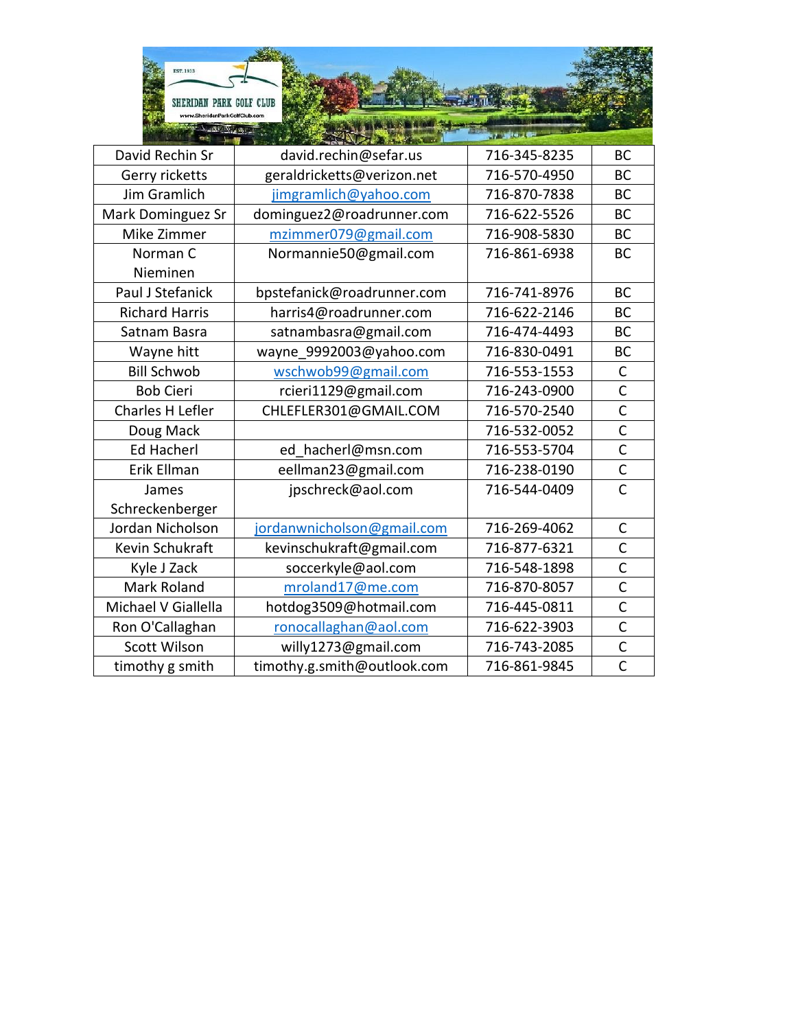| | | | |
|---|---|---|---|
| David Rechin Sr | david.rechin@sefar.us | 716-345-8235 | BC |
| Gerry ricketts | geraldricketts@verizon.net | 716-570-4950 | BC |
| Jim Gramlich | jimgramlich@yahoo.com | 716-870-7838 | BC |
| Mark Dominguez Sr | dominguez2@roadrunner.com | 716-622-5526 | BC |
| Mike Zimmer | mzimmer079@gmail.com | 716-908-5830 | BC |
| Norman C Nieminen | Normannie50@gmail.com | 716-861-6938 | BC |
| Paul J Stefanick | bpstefanick@roadrunner.com | 716-741-8976 | BC |
| Richard Harris | harris4@roadrunner.com | 716-622-2146 | BC |
| Satnam Basra | satnambasra@gmail.com | 716-474-4493 | BC |
| Wayne hitt | wayne_9992003@yahoo.com | 716-830-0491 | BC |
| Bill Schwob | wschwob99@gmail.com | 716-553-1553 | C |
| Bob Cieri | rcieri1129@gmail.com | 716-243-0900 | C |
| Charles H Lefler | CHLEFLER301@GMAIL.COM | 716-570-2540 | C |
| Doug Mack | | 716-532-0052 | C |
| Ed Hacherl | ed_hacherl@msn.com | 716-553-5704 | C |
| Erik Ellman | eellman23@gmail.com | 716-238-0190 | C |
| James Schreckenberger | jpschreck@aol.com | 716-544-0409 | C |
| Jordan Nicholson | jordanwnicholson@gmail.com | 716-269-4062 | C |
| Kevin Schukraft | kevinschukraft@gmail.com | 716-877-6321 | C |
| Kyle J Zack | soccerkyle@aol.com | 716-548-1898 | C |
| Mark Roland | mroland17@me.com | 716-870-8057 | C |
| Michael V Giallella | hotdog3509@hotmail.com | 716-445-0811 | C |
| Ron O'Callaghan | ronocallaghan@aol.com | 716-622-3903 | C |
| Scott Wilson | willy1273@gmail.com | 716-743-2085 | C |
| timothy g smith | timothy.g.smith@outlook.com | 716-861-9845 | C |